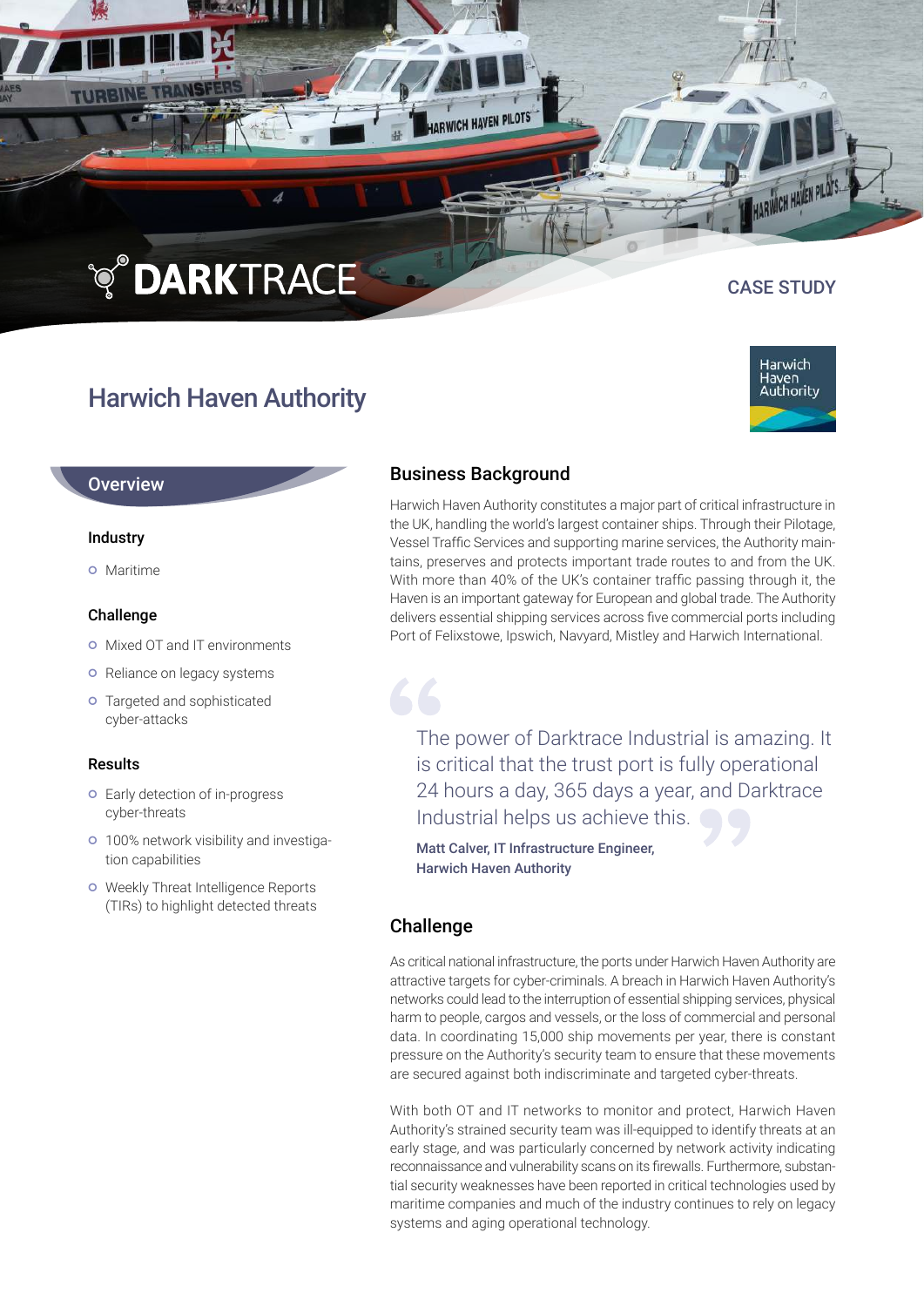DARKTRACE

CASE STUDY

# Harwich Haven Authority

## Overview

### Industry

- Maritime

### Challenge

- Mixed OT and IT environments
- Reliance on legacy systems
- Targeted and sophisticated cyber-attacks

### Results

- Early detection of in-progress cyber-threats
- 100% network visibility and investigation capabilities
- Weekly Threat Intelligence Reports (TIRs) to highlight detected threats

## Business Background

Harwich Haven Authority constitutes a major part of critical infrastructure in the UK, handling the world's largest container ships. Through their Pilotage, Vessel Traffic Services and supporting marine services, the Authority maintains, preserves and protects important trade routes to and from the UK. With more than 40% of the UK's container traffic passing through it, the Haven is an important gateway for European and global trade. The Authority delivers essential shipping services across five commercial ports including Port of Felixstowe, Ipswich, Navyard, Mistley and Harwich International.

> "The power of Darktrace Industrial is amazing. It is critical that the trust port is fully operational 24 hours a day, 365 days a year, and Darktrace Industrial helps us achieve this."
>
> **Matt Calver, IT Infrastructure Engineer, Harwich Haven Authority**

## Challenge

As critical national infrastructure, the ports under Harwich Haven Authority are attractive targets for cyber-criminals. A breach in Harwich Haven Authority's networks could lead to the interruption of essential shipping services, physical harm to people, cargos and vessels, or the loss of commercial and personal data. In coordinating 15,000 ship movements per year, there is constant pressure on the Authority's security team to ensure that these movements are secured against both indiscriminate and targeted cyber-threats.

With both OT and IT networks to monitor and protect, Harwich Haven Authority's strained security team was ill-equipped to identify threats at an early stage, and was particularly concerned by network activity indicating reconnaissance and vulnerability scans on its firewalls. Furthermore, substantial security weaknesses have been reported in critical technologies used by maritime companies and much of the industry continues to rely on legacy systems and aging operational technology.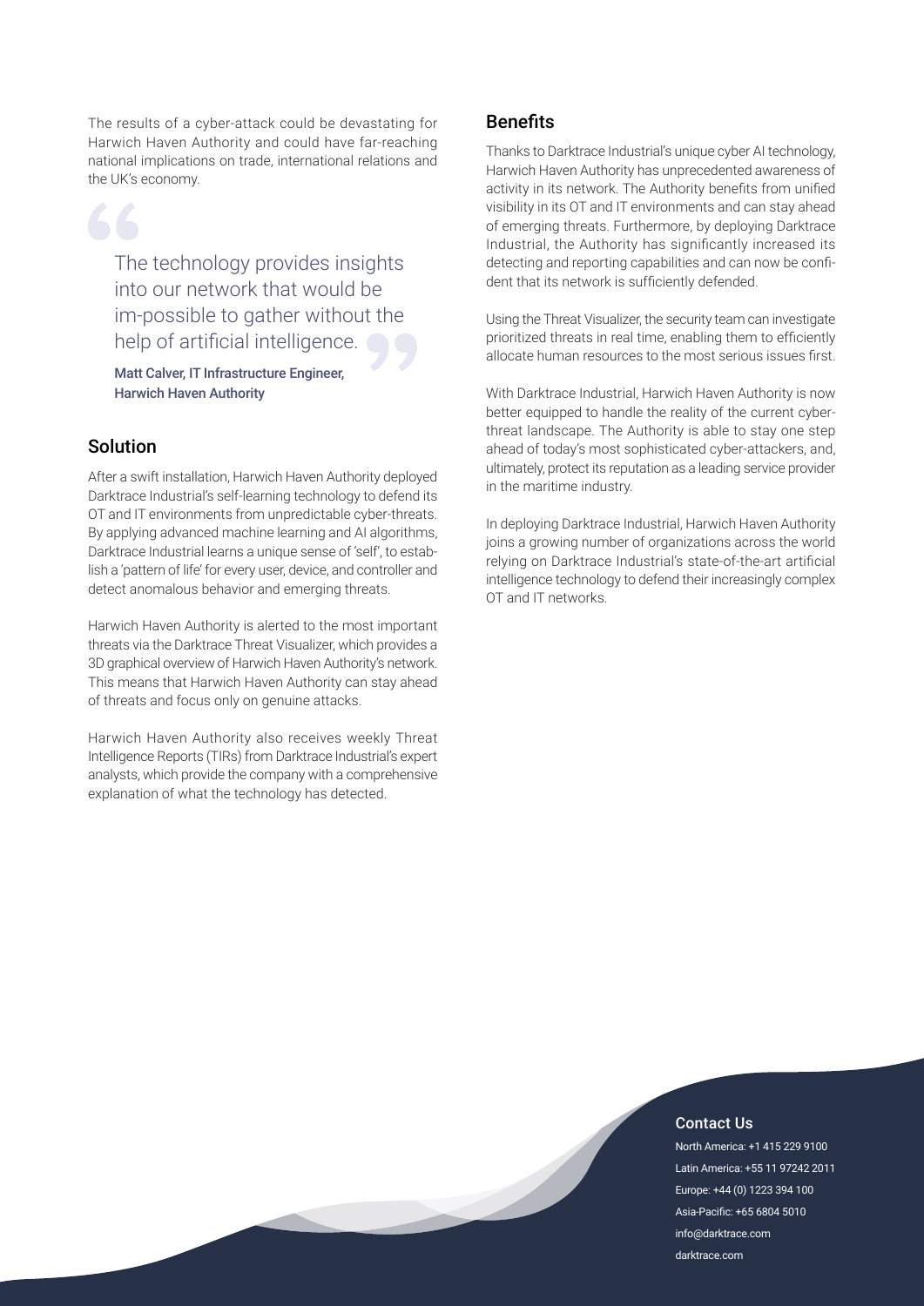The results of a cyber-attack could be devastating for Harwich Haven Authority and could have far-reaching national implications on trade, international relations and the UK's economy.

> The technology provides insights into our network that would be im-possible to gather without the help of artificial intelligence.
>
> **Matt Calver, IT Infrastructure Engineer, Harwich Haven Authority**

## Solution

After a swift installation, Harwich Haven Authority deployed Darktrace Industrial's self-learning technology to defend its OT and IT environments from unpredictable cyber-threats. By applying advanced machine learning and AI algorithms, Darktrace Industrial learns a unique sense of 'self', to establish a 'pattern of life' for every user, device, and controller and detect anomalous behavior and emerging threats.

Harwich Haven Authority is alerted to the most important threats via the Darktrace Threat Visualizer, which provides a 3D graphical overview of Harwich Haven Authority's network. This means that Harwich Haven Authority can stay ahead of threats and focus only on genuine attacks.

Harwich Haven Authority also receives weekly Threat Intelligence Reports (TIRs) from Darktrace Industrial's expert analysts, which provide the company with a comprehensive explanation of what the technology has detected.

## Benefits

Thanks to Darktrace Industrial's unique cyber AI technology, Harwich Haven Authority has unprecedented awareness of activity in its network. The Authority benefits from unified visibility in its OT and IT environments and can stay ahead of emerging threats. Furthermore, by deploying Darktrace Industrial, the Authority has significantly increased its detecting and reporting capabilities and can now be confident that its network is sufficiently defended.

Using the Threat Visualizer, the security team can investigate prioritized threats in real time, enabling them to efficiently allocate human resources to the most serious issues first.

With Darktrace Industrial, Harwich Haven Authority is now better equipped to handle the reality of the current cyber-threat landscape. The Authority is able to stay one step ahead of today's most sophisticated cyber-attackers, and, ultimately, protect its reputation as a leading service provider in the maritime industry.

In deploying Darktrace Industrial, Harwich Haven Authority joins a growing number of organizations across the world relying on Darktrace Industrial's state-of-the-art artificial intelligence technology to defend their increasingly complex OT and IT networks.

### Contact Us

North America: +1 415 229 9100
Latin America: +55 11 97242 2011
Europe: +44 (0) 1223 394 100
Asia-Pacific: +65 6804 5010
info@darktrace.com
darktrace.com